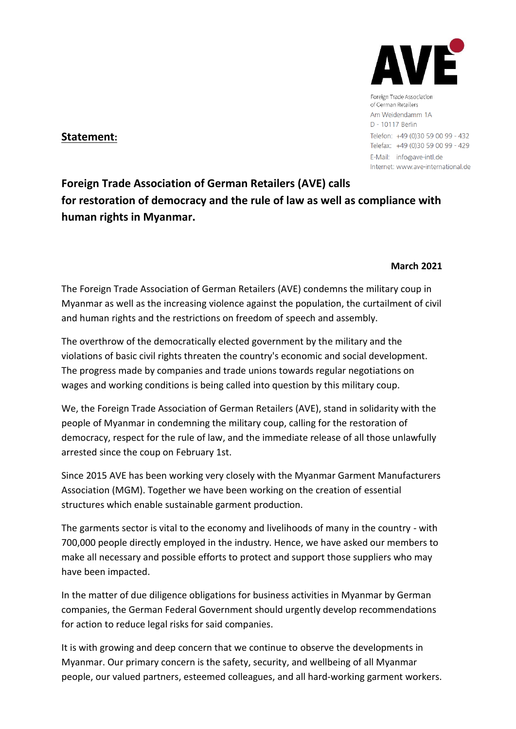**AVE**

Foreign Trade Association of German Retailers
Am Weidendamm 1A
D - 10117 Berlin
Telefon: +49 (0)30 59 00 99 - 432
Telefax: +49 (0)30 59 00 99 - 429
E-Mail: info@ave-intl.de
Internet: www.ave-international.de

**Statement:**

## Foreign Trade Association of German Retailers (AVE) calls for restoration of democracy and the rule of law as well as compliance with human rights in Myanmar.

**March 2021**

The Foreign Trade Association of German Retailers (AVE) condemns the military coup in Myanmar as well as the increasing violence against the population, the curtailment of civil and human rights and the restrictions on freedom of speech and assembly.

The overthrow of the democratically elected government by the military and the violations of basic civil rights threaten the country's economic and social development. The progress made by companies and trade unions towards regular negotiations on wages and working conditions is being called into question by this military coup.

We, the Foreign Trade Association of German Retailers (AVE), stand in solidarity with the people of Myanmar in condemning the military coup, calling for the restoration of democracy, respect for the rule of law, and the immediate release of all those unlawfully arrested since the coup on February 1st.

Since 2015 AVE has been working very closely with the Myanmar Garment Manufacturers Association (MGM). Together we have been working on the creation of essential structures which enable sustainable garment production.

The garments sector is vital to the economy and livelihoods of many in the country - with 700,000 people directly employed in the industry. Hence, we have asked our members to make all necessary and possible efforts to protect and support those suppliers who may have been impacted.

In the matter of due diligence obligations for business activities in Myanmar by German companies, the German Federal Government should urgently develop recommendations for action to reduce legal risks for said companies.

It is with growing and deep concern that we continue to observe the developments in Myanmar. Our primary concern is the safety, security, and wellbeing of all Myanmar people, our valued partners, esteemed colleagues, and all hard-working garment workers.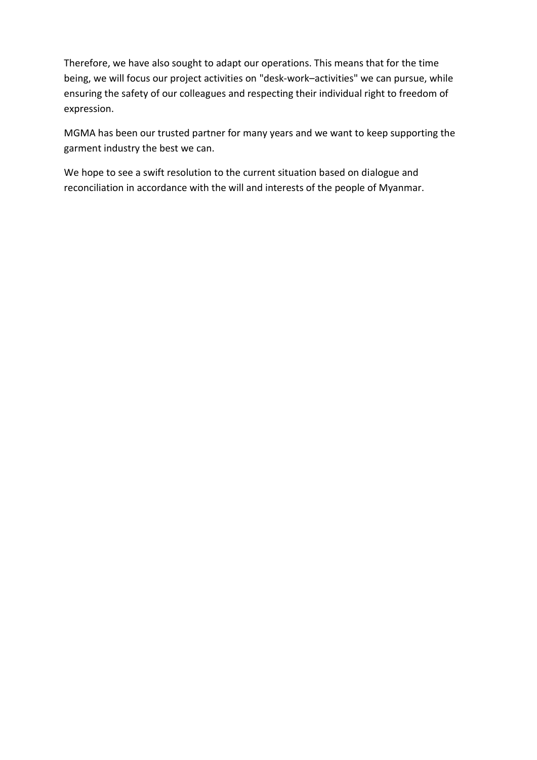Therefore, we have also sought to adapt our operations. This means that for the time being, we will focus our project activities on "desk-work–activities" we can pursue, while ensuring the safety of our colleagues and respecting their individual right to freedom of expression.

MGMA has been our trusted partner for many years and we want to keep supporting the garment industry the best we can.

We hope to see a swift resolution to the current situation based on dialogue and reconciliation in accordance with the will and interests of the people of Myanmar.